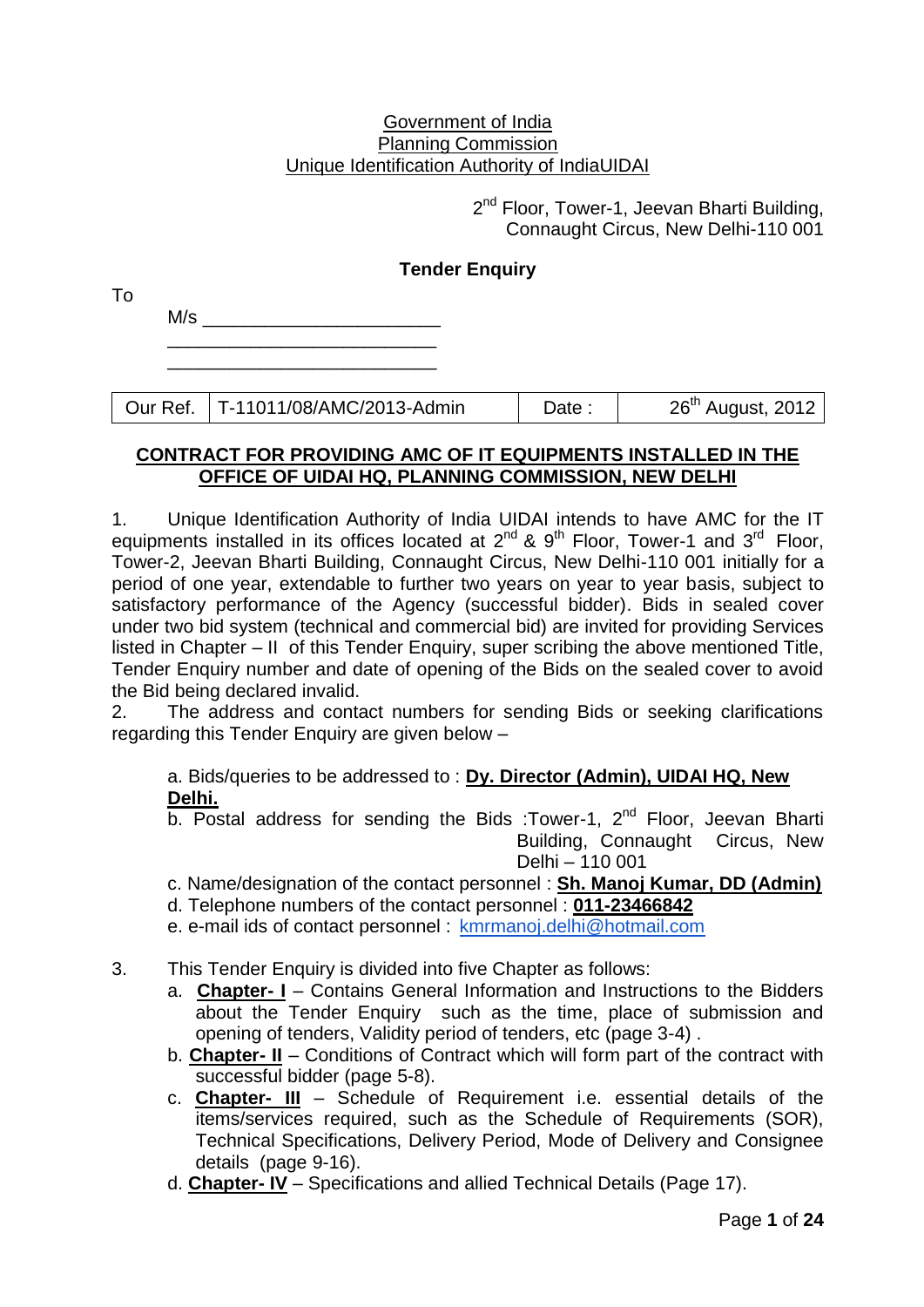Government of India
Planning Commission
Unique Identification Authority of IndiaUIDAI

2nd Floor, Tower-1, Jeevan Bharti Building,
Connaught Circus, New Delhi-110 001

**Tender Enquiry**

To

M/s ______________________
_________________________
_________________________

| Our Ref. | T-11011/08/AMC/2013-Admin | Date : | 26th August, 2012 |
|---|---|---|---|

**CONTRACT FOR PROVIDING AMC OF IT EQUIPMENTS INSTALLED IN THE OFFICE OF UIDAI HQ, PLANNING COMMISSION, NEW DELHI**

1. Unique Identification Authority of India UIDAI intends to have AMC for the IT equipments installed in its offices located at 2nd & 9th Floor, Tower-1 and 3rd Floor, Tower-2, Jeevan Bharti Building, Connaught Circus, New Delhi-110 001 initially for a period of one year, extendable to further two years on year to year basis, subject to satisfactory performance of the Agency (successful bidder). Bids in sealed cover under two bid system (technical and commercial bid) are invited for providing Services listed in Chapter – II of this Tender Enquiry, super scribing the above mentioned Title, Tender Enquiry number and date of opening of the Bids on the sealed cover to avoid the Bid being declared invalid.
2. The address and contact numbers for sending Bids or seeking clarifications regarding this Tender Enquiry are given below –

   a. Bids/queries to be addressed to : **Dy. Director (Admin), UIDAI HQ, New Delhi.**
   b. Postal address for sending the Bids :Tower-1, 2nd Floor, Jeevan Bharti Building, Connaught Circus, New Delhi – 110 001
   c. Name/designation of the contact personnel : **Sh. Manoj Kumar, DD (Admin)**
   d. Telephone numbers of the contact personnel : **011-23466842**
   e. e-mail ids of contact personnel : kmrmanoj.delhi@hotmail.com

3. This Tender Enquiry is divided into five Chapter as follows:
   a. **Chapter- I** – Contains General Information and Instructions to the Bidders about the Tender Enquiry such as the time, place of submission and opening of tenders, Validity period of tenders, etc (page 3-4) .
   b. **Chapter- II** – Conditions of Contract which will form part of the contract with successful bidder (page 5-8).
   c. **Chapter- III** – Schedule of Requirement i.e. essential details of the items/services required, such as the Schedule of Requirements (SOR), Technical Specifications, Delivery Period, Mode of Delivery and Consignee details (page 9-16).
   d. **Chapter- IV** – Specifications and allied Technical Details (Page 17).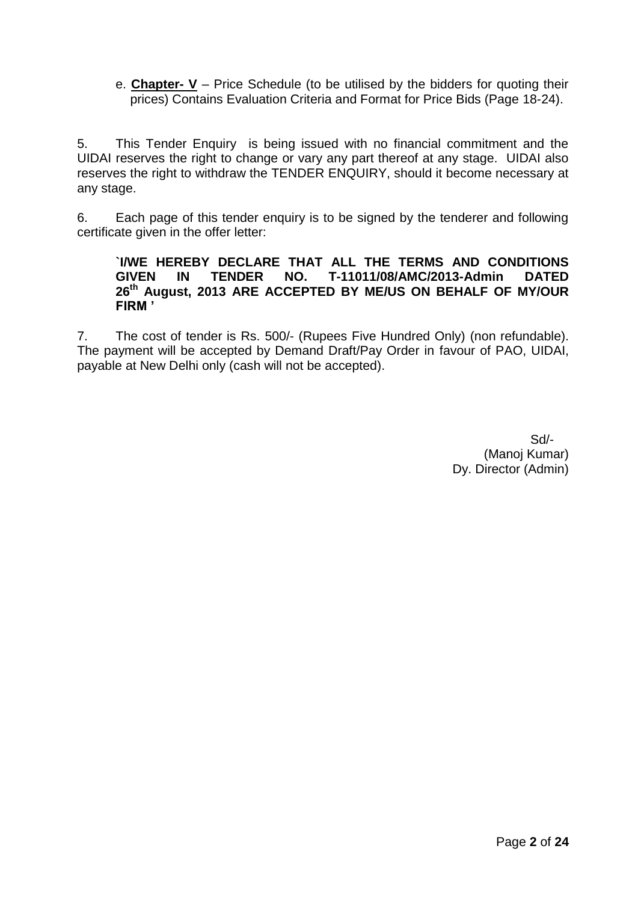e. **<u>Chapter- V</u>** – Price Schedule (to be utilised by the bidders for quoting their prices) Contains Evaluation Criteria and Format for Price Bids (Page 18-24).

5. This Tender Enquiry is being issued with no financial commitment and the UIDAI reserves the right to change or vary any part thereof at any stage. UIDAI also reserves the right to withdraw the TENDER ENQUIRY, should it become necessary at any stage.

6. Each page of this tender enquiry is to be signed by the tenderer and following certificate given in the offer letter:

> **`I/WE HEREBY DECLARE THAT ALL THE TERMS AND CONDITIONS GIVEN IN TENDER NO. T-11011/08/AMC/2013-Admin DATED 26th August, 2013 ARE ACCEPTED BY ME/US ON BEHALF OF MY/OUR FIRM '**

7. The cost of tender is Rs. 500/- (Rupees Five Hundred Only) (non refundable). The payment will be accepted by Demand Draft/Pay Order in favour of PAO, UIDAI, payable at New Delhi only (cash will not be accepted).

Sd/-
(Manoj Kumar)
Dy. Director (Admin)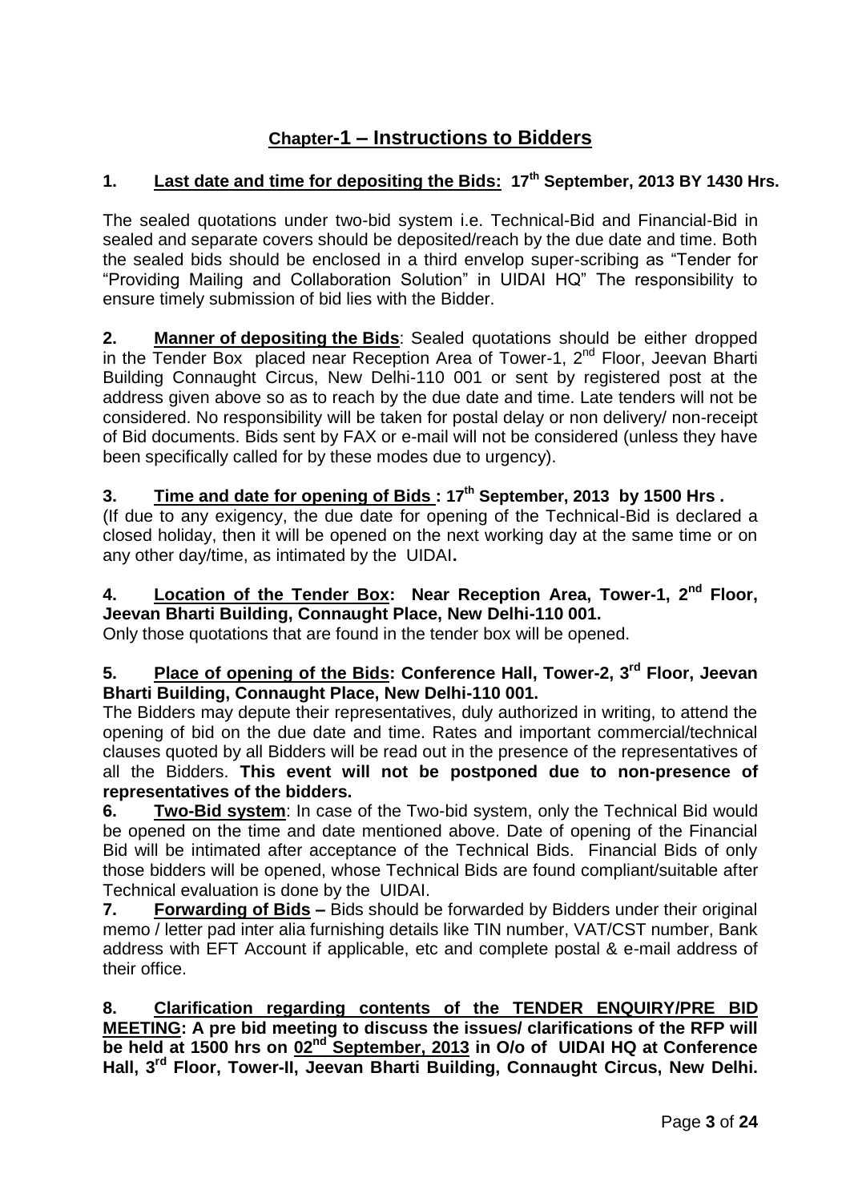# Chapter-1 – Instructions to Bidders

**1. Last date and time for depositing the Bids: 17th September, 2013 BY 1430 Hrs.**

The sealed quotations under two-bid system i.e. Technical-Bid and Financial-Bid in sealed and separate covers should be deposited/reach by the due date and time. Both the sealed bids should be enclosed in a third envelop super-scribing as "Tender for "Providing Mailing and Collaboration Solution" in UIDAI HQ" The responsibility to ensure timely submission of bid lies with the Bidder.

**2. Manner of depositing the Bids**: Sealed quotations should be either dropped in the Tender Box placed near Reception Area of Tower-1, 2nd Floor, Jeevan Bharti Building Connaught Circus, New Delhi-110 001 or sent by registered post at the address given above so as to reach by the due date and time. Late tenders will not be considered. No responsibility will be taken for postal delay or non delivery/ non-receipt of Bid documents. Bids sent by FAX or e-mail will not be considered (unless they have been specifically called for by these modes due to urgency).

**3. Time and date for opening of Bids : 17th September, 2013 by 1500 Hrs .**

(If due to any exigency, the due date for opening of the Technical-Bid is declared a closed holiday, then it will be opened on the next working day at the same time or on any other day/time, as intimated by the UIDAI**.**

**4. Location of the Tender Box: Near Reception Area, Tower-1, 2nd Floor, Jeevan Bharti Building, Connaught Place, New Delhi-110 001.**

Only those quotations that are found in the tender box will be opened.

**5. Place of opening of the Bids: Conference Hall, Tower-2, 3rd Floor, Jeevan Bharti Building, Connaught Place, New Delhi-110 001.**

The Bidders may depute their representatives, duly authorized in writing, to attend the opening of bid on the due date and time. Rates and important commercial/technical clauses quoted by all Bidders will be read out in the presence of the representatives of all the Bidders. **This event will not be postponed due to non-presence of representatives of the bidders.**

**6. Two-Bid system**: In case of the Two-bid system, only the Technical Bid would be opened on the time and date mentioned above. Date of opening of the Financial Bid will be intimated after acceptance of the Technical Bids. Financial Bids of only those bidders will be opened, whose Technical Bids are found compliant/suitable after Technical evaluation is done by the UIDAI.

**7. Forwarding of Bids –** Bids should be forwarded by Bidders under their original memo / letter pad inter alia furnishing details like TIN number, VAT/CST number, Bank address with EFT Account if applicable, etc and complete postal & e-mail address of their office.

**8. Clarification regarding contents of the TENDER ENQUIRY/PRE BID MEETING: A pre bid meeting to discuss the issues/ clarifications of the RFP will be held at 1500 hrs on 02nd September, 2013 in O/o of UIDAI HQ at Conference Hall, 3rd Floor, Tower-II, Jeevan Bharti Building, Connaught Circus, New Delhi.**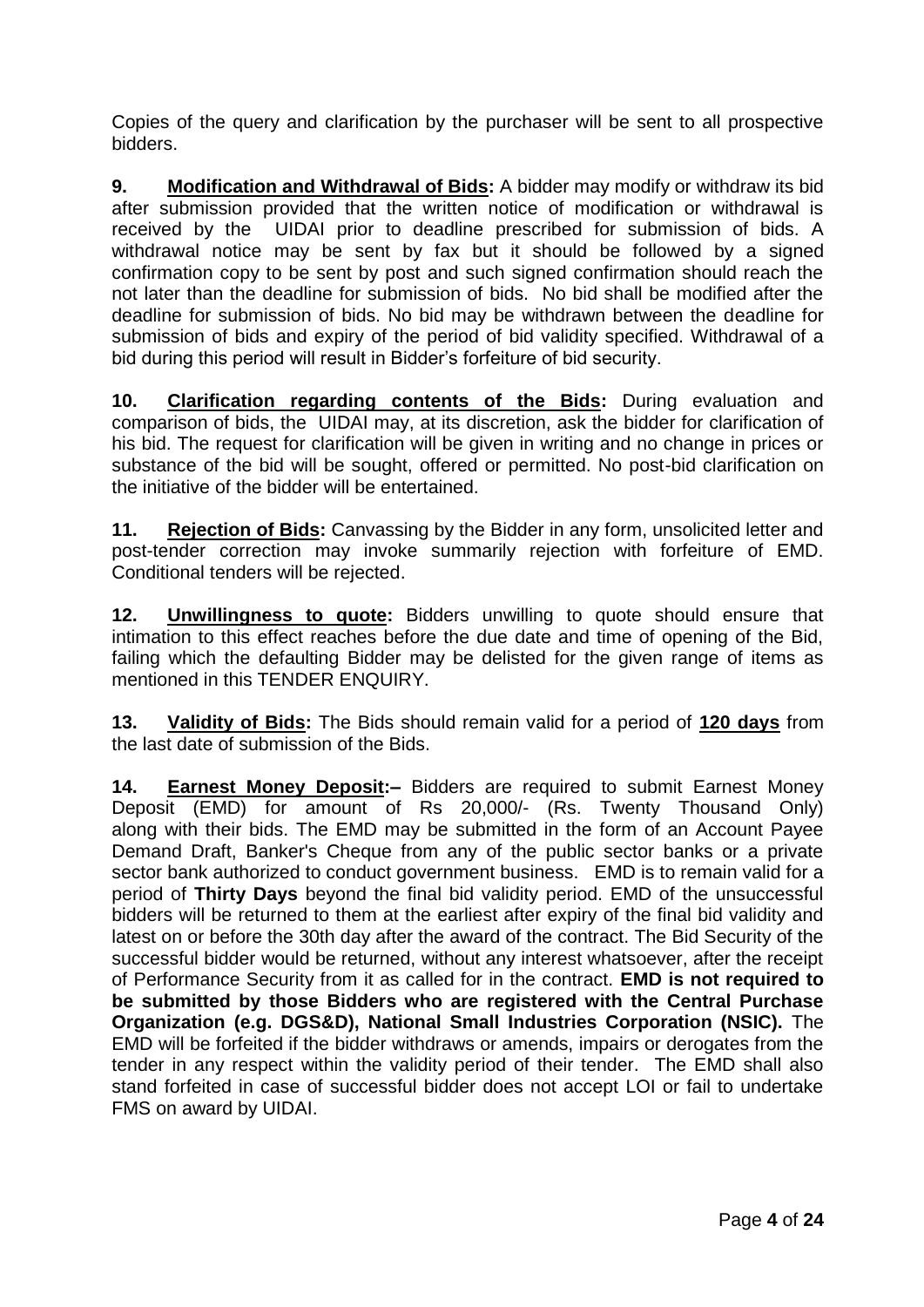Copies of the query and clarification by the purchaser will be sent to all prospective bidders.

**9. Modification and Withdrawal of Bids:** A bidder may modify or withdraw its bid after submission provided that the written notice of modification or withdrawal is received by the UIDAI prior to deadline prescribed for submission of bids. A withdrawal notice may be sent by fax but it should be followed by a signed confirmation copy to be sent by post and such signed confirmation should reach the not later than the deadline for submission of bids. No bid shall be modified after the deadline for submission of bids. No bid may be withdrawn between the deadline for submission of bids and expiry of the period of bid validity specified. Withdrawal of a bid during this period will result in Bidder's forfeiture of bid security.

**10. Clarification regarding contents of the Bids:** During evaluation and comparison of bids, the UIDAI may, at its discretion, ask the bidder for clarification of his bid. The request for clarification will be given in writing and no change in prices or substance of the bid will be sought, offered or permitted. No post-bid clarification on the initiative of the bidder will be entertained.

**11. Rejection of Bids:** Canvassing by the Bidder in any form, unsolicited letter and post-tender correction may invoke summarily rejection with forfeiture of EMD. Conditional tenders will be rejected.

**12. Unwillingness to quote:** Bidders unwilling to quote should ensure that intimation to this effect reaches before the due date and time of opening of the Bid, failing which the defaulting Bidder may be delisted for the given range of items as mentioned in this TENDER ENQUIRY.

**13. Validity of Bids:** The Bids should remain valid for a period of **120 days** from the last date of submission of the Bids.

**14. Earnest Money Deposit:–** Bidders are required to submit Earnest Money Deposit (EMD) for amount of Rs 20,000/- (Rs. Twenty Thousand Only) along with their bids. The EMD may be submitted in the form of an Account Payee Demand Draft, Banker's Cheque from any of the public sector banks or a private sector bank authorized to conduct government business. EMD is to remain valid for a period of **Thirty Days** beyond the final bid validity period. EMD of the unsuccessful bidders will be returned to them at the earliest after expiry of the final bid validity and latest on or before the 30th day after the award of the contract. The Bid Security of the successful bidder would be returned, without any interest whatsoever, after the receipt of Performance Security from it as called for in the contract. **EMD is not required to be submitted by those Bidders who are registered with the Central Purchase Organization (e.g. DGS&D), National Small Industries Corporation (NSIC).** The EMD will be forfeited if the bidder withdraws or amends, impairs or derogates from the tender in any respect within the validity period of their tender. The EMD shall also stand forfeited in case of successful bidder does not accept LOI or fail to undertake FMS on award by UIDAI.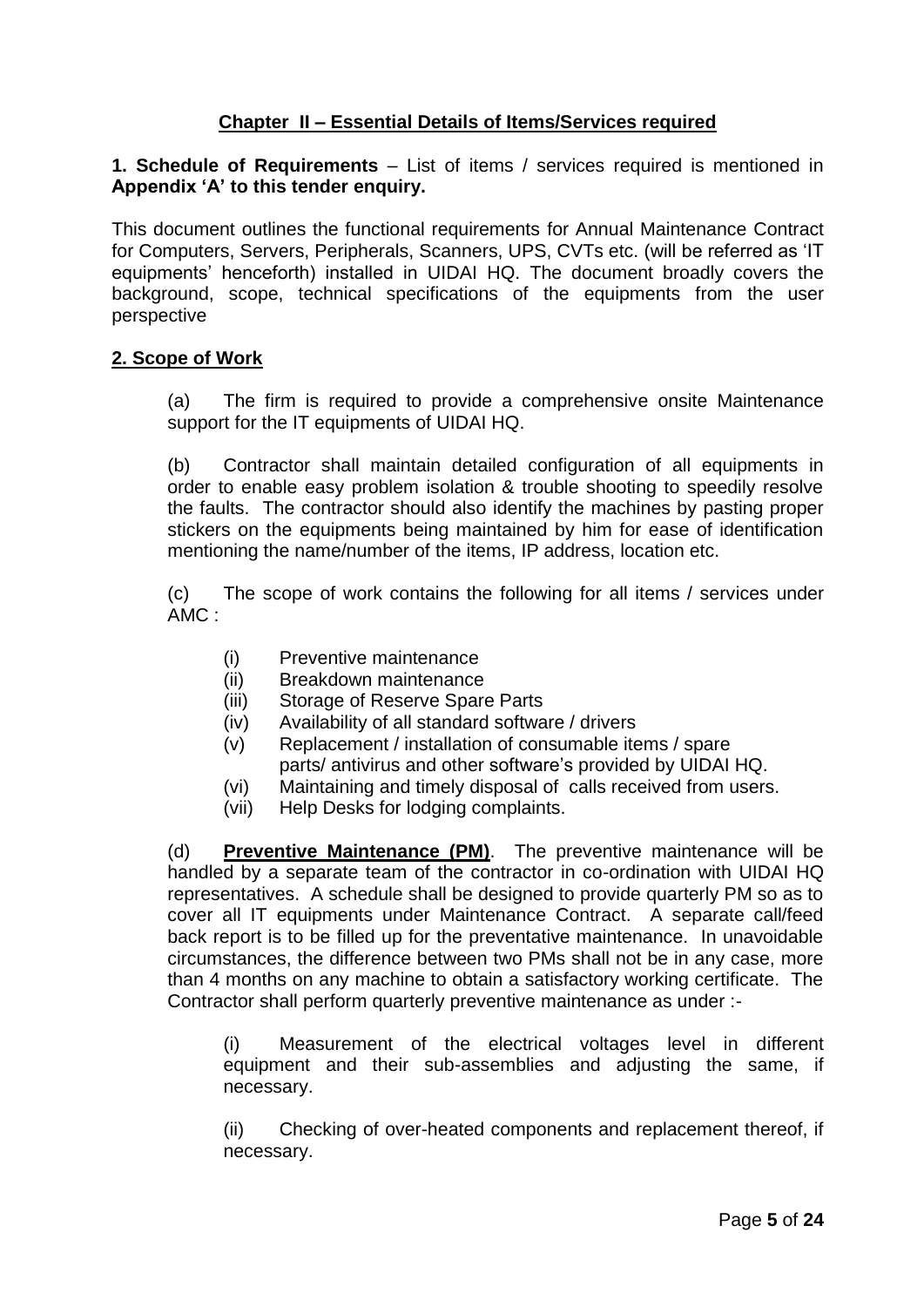## Chapter II – Essential Details of Items/Services required

**1. Schedule of Requirements** – List of items / services required is mentioned in **Appendix 'A' to this tender enquiry.**

This document outlines the functional requirements for Annual Maintenance Contract for Computers, Servers, Peripherals, Scanners, UPS, CVTs etc. (will be referred as 'IT equipments' henceforth) installed in UIDAI HQ. The document broadly covers the background, scope, technical specifications of the equipments from the user perspective

### 2. Scope of Work

(a) The firm is required to provide a comprehensive onsite Maintenance support for the IT equipments of UIDAI HQ.

(b) Contractor shall maintain detailed configuration of all equipments in order to enable easy problem isolation & trouble shooting to speedily resolve the faults. The contractor should also identify the machines by pasting proper stickers on the equipments being maintained by him for ease of identification mentioning the name/number of the items, IP address, location etc.

(c) The scope of work contains the following for all items / services under AMC :

- (i) Preventive maintenance
- (ii) Breakdown maintenance
- (iii) Storage of Reserve Spare Parts
- (iv) Availability of all standard software / drivers
- (v) Replacement / installation of consumable items / spare parts/ antivirus and other software's provided by UIDAI HQ.
- (vi) Maintaining and timely disposal of calls received from users.
- (vii) Help Desks for lodging complaints.

(d) **Preventive Maintenance (PM)**. The preventive maintenance will be handled by a separate team of the contractor in co-ordination with UIDAI HQ representatives. A schedule shall be designed to provide quarterly PM so as to cover all IT equipments under Maintenance Contract. A separate call/feed back report is to be filled up for the preventative maintenance. In unavoidable circumstances, the difference between two PMs shall not be in any case, more than 4 months on any machine to obtain a satisfactory working certificate. The Contractor shall perform quarterly preventive maintenance as under :-

(i) Measurement of the electrical voltages level in different equipment and their sub-assemblies and adjusting the same, if necessary.

(ii) Checking of over-heated components and replacement thereof, if necessary.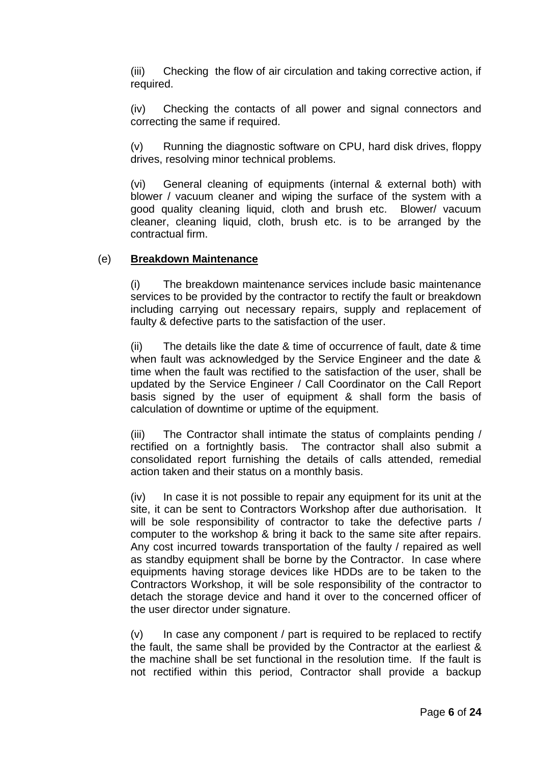(iii) Checking the flow of air circulation and taking corrective action, if required.

(iv) Checking the contacts of all power and signal connectors and correcting the same if required.

(v) Running the diagnostic software on CPU, hard disk drives, floppy drives, resolving minor technical problems.

(vi) General cleaning of equipments (internal & external both) with blower / vacuum cleaner and wiping the surface of the system with a good quality cleaning liquid, cloth and brush etc. Blower/ vacuum cleaner, cleaning liquid, cloth, brush etc. is to be arranged by the contractual firm.

(e) **Breakdown Maintenance**

(i) The breakdown maintenance services include basic maintenance services to be provided by the contractor to rectify the fault or breakdown including carrying out necessary repairs, supply and replacement of faulty & defective parts to the satisfaction of the user.

(ii) The details like the date & time of occurrence of fault, date & time when fault was acknowledged by the Service Engineer and the date & time when the fault was rectified to the satisfaction of the user, shall be updated by the Service Engineer / Call Coordinator on the Call Report basis signed by the user of equipment & shall form the basis of calculation of downtime or uptime of the equipment.

(iii) The Contractor shall intimate the status of complaints pending / rectified on a fortnightly basis. The contractor shall also submit a consolidated report furnishing the details of calls attended, remedial action taken and their status on a monthly basis.

(iv) In case it is not possible to repair any equipment for its unit at the site, it can be sent to Contractors Workshop after due authorisation. It will be sole responsibility of contractor to take the defective parts / computer to the workshop & bring it back to the same site after repairs. Any cost incurred towards transportation of the faulty / repaired as well as standby equipment shall be borne by the Contractor. In case where equipments having storage devices like HDDs are to be taken to the Contractors Workshop, it will be sole responsibility of the contractor to detach the storage device and hand it over to the concerned officer of the user director under signature.

(v) In case any component / part is required to be replaced to rectify the fault, the same shall be provided by the Contractor at the earliest & the machine shall be set functional in the resolution time. If the fault is not rectified within this period, Contractor shall provide a backup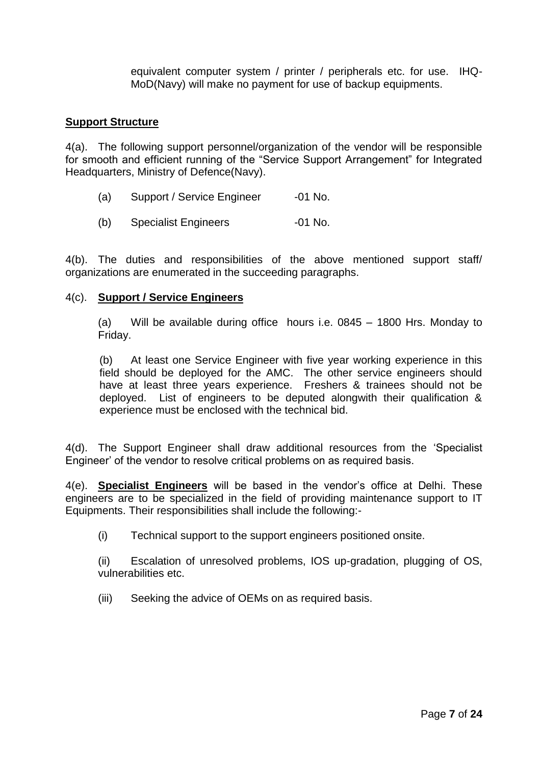equivalent computer system / printer / peripherals etc. for use. IHQ-MoD(Navy) will make no payment for use of backup equipments.

**Support Structure**

4(a). The following support personnel/organization of the vendor will be responsible for smooth and efficient running of the "Service Support Arrangement" for Integrated Headquarters, Ministry of Defence(Navy).

(a) Support / Service Engineer -01 No.

(b) Specialist Engineers -01 No.

4(b). The duties and responsibilities of the above mentioned support staff/ organizations are enumerated in the succeeding paragraphs.

4(c). **Support / Service Engineers**

(a) Will be available during office hours i.e. 0845 – 1800 Hrs. Monday to Friday.

(b) At least one Service Engineer with five year working experience in this field should be deployed for the AMC. The other service engineers should have at least three years experience. Freshers & trainees should not be deployed. List of engineers to be deputed alongwith their qualification & experience must be enclosed with the technical bid.

4(d). The Support Engineer shall draw additional resources from the 'Specialist Engineer' of the vendor to resolve critical problems on as required basis.

4(e). **Specialist Engineers** will be based in the vendor's office at Delhi. These engineers are to be specialized in the field of providing maintenance support to IT Equipments. Their responsibilities shall include the following:-

(i) Technical support to the support engineers positioned onsite.

(ii) Escalation of unresolved problems, IOS up-gradation, plugging of OS, vulnerabilities etc.

(iii) Seeking the advice of OEMs on as required basis.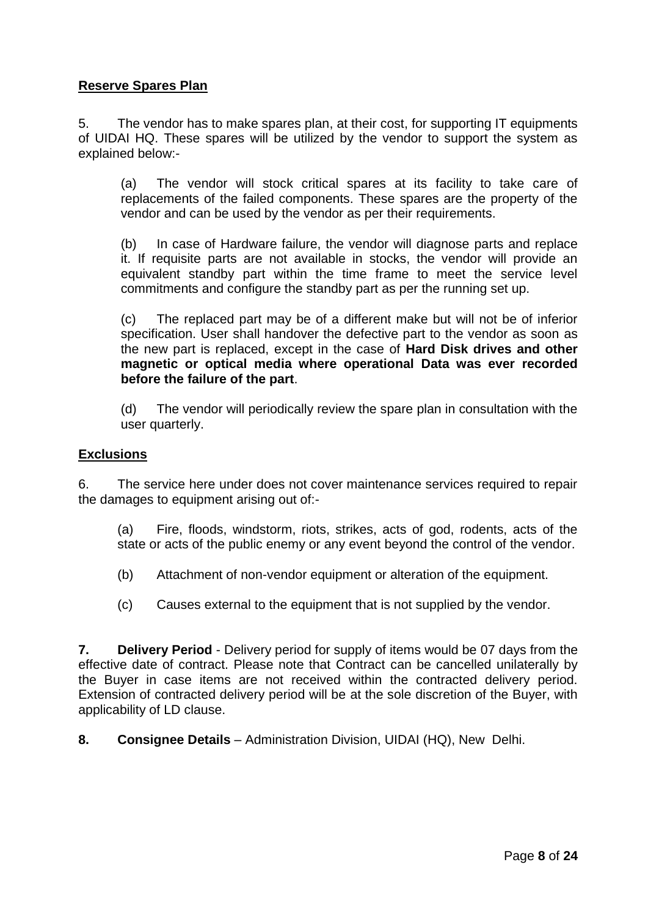**Reserve Spares Plan**

5. The vendor has to make spares plan, at their cost, for supporting IT equipments of UIDAI HQ. These spares will be utilized by the vendor to support the system as explained below:-

(a) The vendor will stock critical spares at its facility to take care of replacements of the failed components. These spares are the property of the vendor and can be used by the vendor as per their requirements.

(b) In case of Hardware failure, the vendor will diagnose parts and replace it. If requisite parts are not available in stocks, the vendor will provide an equivalent standby part within the time frame to meet the service level commitments and configure the standby part as per the running set up.

(c) The replaced part may be of a different make but will not be of inferior specification. User shall handover the defective part to the vendor as soon as the new part is replaced, except in the case of **Hard Disk drives and other magnetic or optical media where operational Data was ever recorded before the failure of the part**.

(d) The vendor will periodically review the spare plan in consultation with the user quarterly.

**Exclusions**

6. The service here under does not cover maintenance services required to repair the damages to equipment arising out of:-

(a) Fire, floods, windstorm, riots, strikes, acts of god, rodents, acts of the state or acts of the public enemy or any event beyond the control of the vendor.

(b) Attachment of non-vendor equipment or alteration of the equipment.

(c) Causes external to the equipment that is not supplied by the vendor.

**7. Delivery Period** - Delivery period for supply of items would be 07 days from the effective date of contract. Please note that Contract can be cancelled unilaterally by the Buyer in case items are not received within the contracted delivery period. Extension of contracted delivery period will be at the sole discretion of the Buyer, with applicability of LD clause.

**8. Consignee Details** – Administration Division, UIDAI (HQ), New Delhi.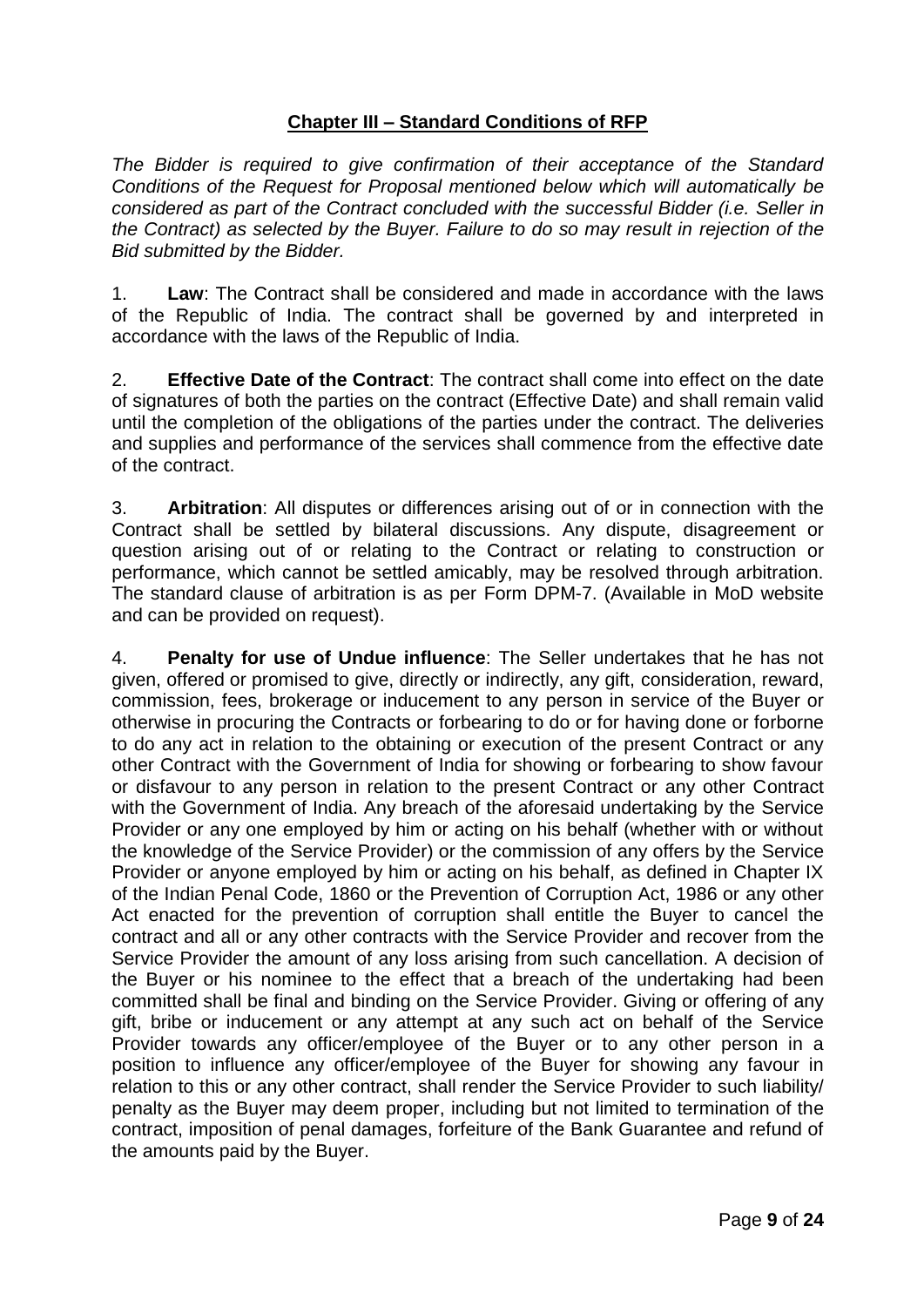## Chapter III – Standard Conditions of RFP

*The Bidder is required to give confirmation of their acceptance of the Standard Conditions of the Request for Proposal mentioned below which will automatically be considered as part of the Contract concluded with the successful Bidder (i.e. Seller in the Contract) as selected by the Buyer. Failure to do so may result in rejection of the Bid submitted by the Bidder.*

1. **Law**: The Contract shall be considered and made in accordance with the laws of the Republic of India. The contract shall be governed by and interpreted in accordance with the laws of the Republic of India.

2. **Effective Date of the Contract**: The contract shall come into effect on the date of signatures of both the parties on the contract (Effective Date) and shall remain valid until the completion of the obligations of the parties under the contract. The deliveries and supplies and performance of the services shall commence from the effective date of the contract.

3. **Arbitration**: All disputes or differences arising out of or in connection with the Contract shall be settled by bilateral discussions. Any dispute, disagreement or question arising out of or relating to the Contract or relating to construction or performance, which cannot be settled amicably, may be resolved through arbitration. The standard clause of arbitration is as per Form DPM-7. (Available in MoD website and can be provided on request).

4. **Penalty for use of Undue influence**: The Seller undertakes that he has not given, offered or promised to give, directly or indirectly, any gift, consideration, reward, commission, fees, brokerage or inducement to any person in service of the Buyer or otherwise in procuring the Contracts or forbearing to do or for having done or forborne to do any act in relation to the obtaining or execution of the present Contract or any other Contract with the Government of India for showing or forbearing to show favour or disfavour to any person in relation to the present Contract or any other Contract with the Government of India. Any breach of the aforesaid undertaking by the Service Provider or any one employed by him or acting on his behalf (whether with or without the knowledge of the Service Provider) or the commission of any offers by the Service Provider or anyone employed by him or acting on his behalf, as defined in Chapter IX of the Indian Penal Code, 1860 or the Prevention of Corruption Act, 1986 or any other Act enacted for the prevention of corruption shall entitle the Buyer to cancel the contract and all or any other contracts with the Service Provider and recover from the Service Provider the amount of any loss arising from such cancellation. A decision of the Buyer or his nominee to the effect that a breach of the undertaking had been committed shall be final and binding on the Service Provider. Giving or offering of any gift, bribe or inducement or any attempt at any such act on behalf of the Service Provider towards any officer/employee of the Buyer or to any other person in a position to influence any officer/employee of the Buyer for showing any favour in relation to this or any other contract, shall render the Service Provider to such liability/ penalty as the Buyer may deem proper, including but not limited to termination of the contract, imposition of penal damages, forfeiture of the Bank Guarantee and refund of the amounts paid by the Buyer.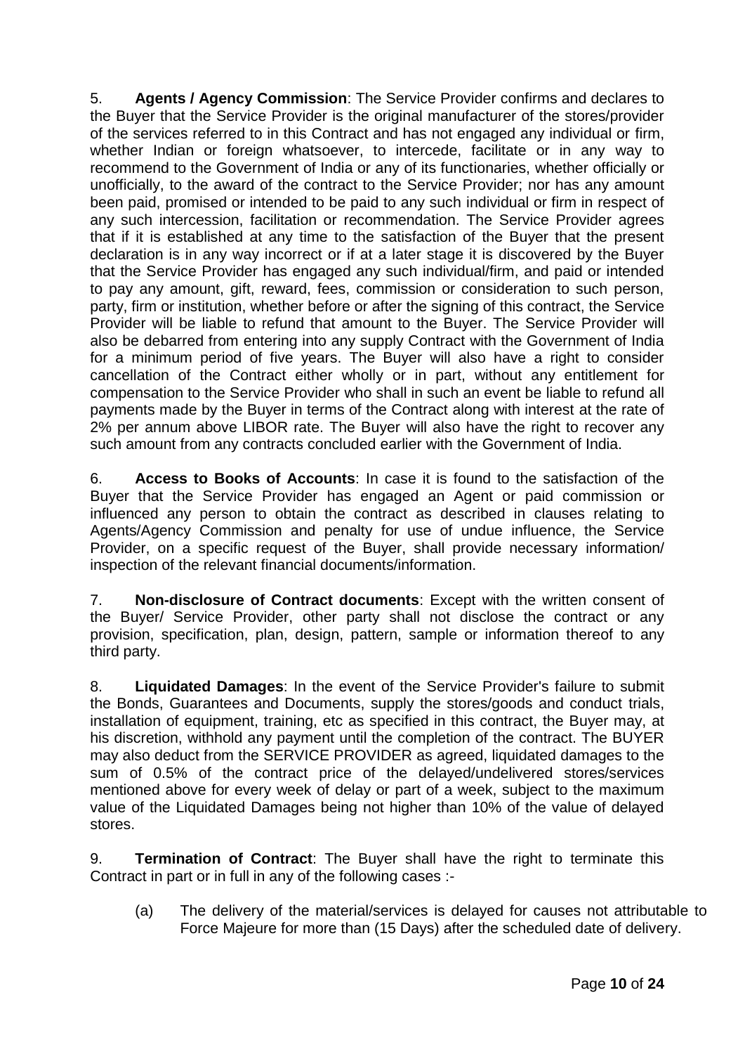5. **Agents / Agency Commission**: The Service Provider confirms and declares to the Buyer that the Service Provider is the original manufacturer of the stores/provider of the services referred to in this Contract and has not engaged any individual or firm, whether Indian or foreign whatsoever, to intercede, facilitate or in any way to recommend to the Government of India or any of its functionaries, whether officially or unofficially, to the award of the contract to the Service Provider; nor has any amount been paid, promised or intended to be paid to any such individual or firm in respect of any such intercession, facilitation or recommendation. The Service Provider agrees that if it is established at any time to the satisfaction of the Buyer that the present declaration is in any way incorrect or if at a later stage it is discovered by the Buyer that the Service Provider has engaged any such individual/firm, and paid or intended to pay any amount, gift, reward, fees, commission or consideration to such person, party, firm or institution, whether before or after the signing of this contract, the Service Provider will be liable to refund that amount to the Buyer. The Service Provider will also be debarred from entering into any supply Contract with the Government of India for a minimum period of five years. The Buyer will also have a right to consider cancellation of the Contract either wholly or in part, without any entitlement for compensation to the Service Provider who shall in such an event be liable to refund all payments made by the Buyer in terms of the Contract along with interest at the rate of 2% per annum above LIBOR rate. The Buyer will also have the right to recover any such amount from any contracts concluded earlier with the Government of India.

6. **Access to Books of Accounts**: In case it is found to the satisfaction of the Buyer that the Service Provider has engaged an Agent or paid commission or influenced any person to obtain the contract as described in clauses relating to Agents/Agency Commission and penalty for use of undue influence, the Service Provider, on a specific request of the Buyer, shall provide necessary information/ inspection of the relevant financial documents/information.

7. **Non-disclosure of Contract documents**: Except with the written consent of the Buyer/ Service Provider, other party shall not disclose the contract or any provision, specification, plan, design, pattern, sample or information thereof to any third party.

8. **Liquidated Damages**: In the event of the Service Provider's failure to submit the Bonds, Guarantees and Documents, supply the stores/goods and conduct trials, installation of equipment, training, etc as specified in this contract, the Buyer may, at his discretion, withhold any payment until the completion of the contract. The BUYER may also deduct from the SERVICE PROVIDER as agreed, liquidated damages to the sum of 0.5% of the contract price of the delayed/undelivered stores/services mentioned above for every week of delay or part of a week, subject to the maximum value of the Liquidated Damages being not higher than 10% of the value of delayed stores.

9. **Termination of Contract**: The Buyer shall have the right to terminate this Contract in part or in full in any of the following cases :-

(a) The delivery of the material/services is delayed for causes not attributable to Force Majeure for more than (15 Days) after the scheduled date of delivery.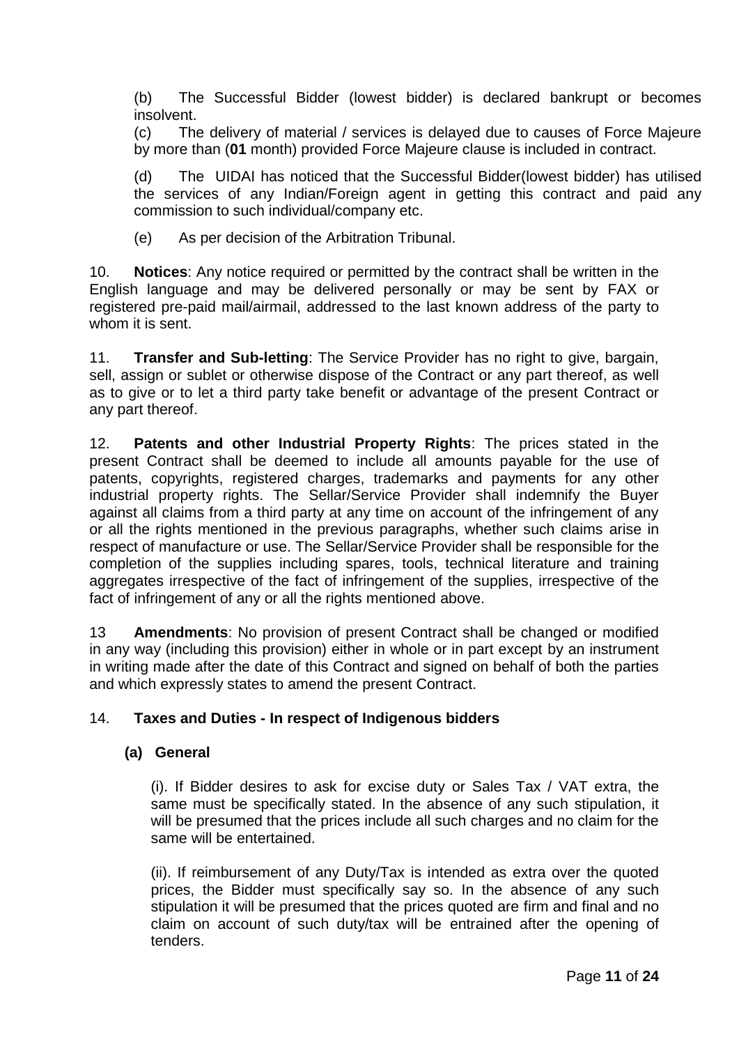(b) The Successful Bidder (lowest bidder) is declared bankrupt or becomes insolvent.

(c) The delivery of material / services is delayed due to causes of Force Majeure by more than (**01** month) provided Force Majeure clause is included in contract.

(d) The UIDAI has noticed that the Successful Bidder(lowest bidder) has utilised the services of any Indian/Foreign agent in getting this contract and paid any commission to such individual/company etc.

(e) As per decision of the Arbitration Tribunal.

10. **Notices**: Any notice required or permitted by the contract shall be written in the English language and may be delivered personally or may be sent by FAX or registered pre-paid mail/airmail, addressed to the last known address of the party to whom it is sent.

11. **Transfer and Sub-letting**: The Service Provider has no right to give, bargain, sell, assign or sublet or otherwise dispose of the Contract or any part thereof, as well as to give or to let a third party take benefit or advantage of the present Contract or any part thereof.

12. **Patents and other Industrial Property Rights**: The prices stated in the present Contract shall be deemed to include all amounts payable for the use of patents, copyrights, registered charges, trademarks and payments for any other industrial property rights. The Sellar/Service Provider shall indemnify the Buyer against all claims from a third party at any time on account of the infringement of any or all the rights mentioned in the previous paragraphs, whether such claims arise in respect of manufacture or use. The Sellar/Service Provider shall be responsible for the completion of the supplies including spares, tools, technical literature and training aggregates irrespective of the fact of infringement of the supplies, irrespective of the fact of infringement of any or all the rights mentioned above.

13 **Amendments**: No provision of present Contract shall be changed or modified in any way (including this provision) either in whole or in part except by an instrument in writing made after the date of this Contract and signed on behalf of both the parties and which expressly states to amend the present Contract.

14. **Taxes and Duties - In respect of Indigenous bidders**

**(a) General**

(i). If Bidder desires to ask for excise duty or Sales Tax / VAT extra, the same must be specifically stated. In the absence of any such stipulation, it will be presumed that the prices include all such charges and no claim for the same will be entertained.

(ii). If reimbursement of any Duty/Tax is intended as extra over the quoted prices, the Bidder must specifically say so. In the absence of any such stipulation it will be presumed that the prices quoted are firm and final and no claim on account of such duty/tax will be entrained after the opening of tenders.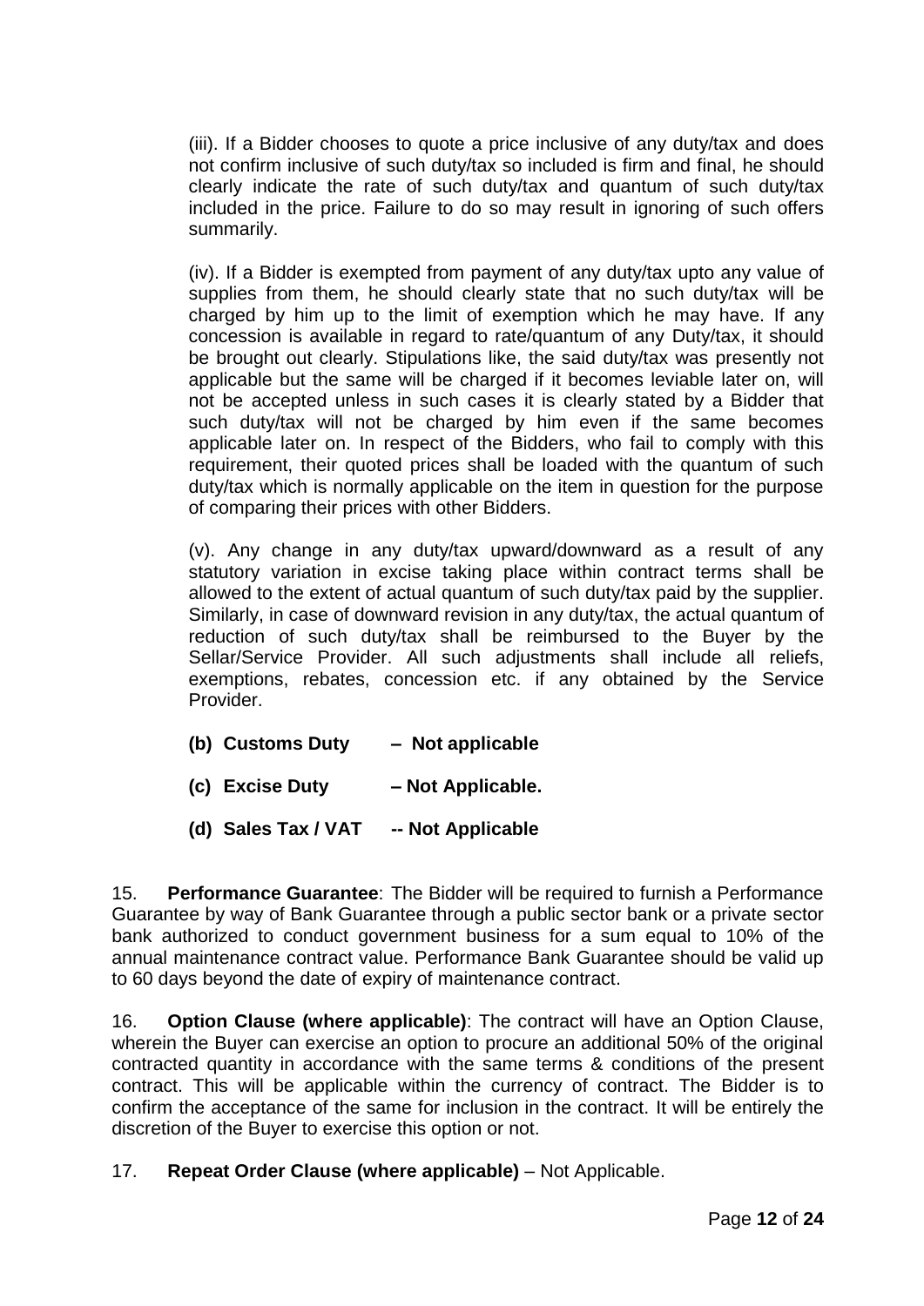(iii). If a Bidder chooses to quote a price inclusive of any duty/tax and does not confirm inclusive of such duty/tax so included is firm and final, he should clearly indicate the rate of such duty/tax and quantum of such duty/tax included in the price. Failure to do so may result in ignoring of such offers summarily.

(iv). If a Bidder is exempted from payment of any duty/tax upto any value of supplies from them, he should clearly state that no such duty/tax will be charged by him up to the limit of exemption which he may have. If any concession is available in regard to rate/quantum of any Duty/tax, it should be brought out clearly. Stipulations like, the said duty/tax was presently not applicable but the same will be charged if it becomes leviable later on, will not be accepted unless in such cases it is clearly stated by a Bidder that such duty/tax will not be charged by him even if the same becomes applicable later on. In respect of the Bidders, who fail to comply with this requirement, their quoted prices shall be loaded with the quantum of such duty/tax which is normally applicable on the item in question for the purpose of comparing their prices with other Bidders.

(v). Any change in any duty/tax upward/downward as a result of any statutory variation in excise taking place within contract terms shall be allowed to the extent of actual quantum of such duty/tax paid by the supplier. Similarly, in case of downward revision in any duty/tax, the actual quantum of reduction of such duty/tax shall be reimbursed to the Buyer by the Sellar/Service Provider. All such adjustments shall include all reliefs, exemptions, rebates, concession etc. if any obtained by the Service Provider.

**(b) Customs Duty – Not applicable**

**(c) Excise Duty – Not Applicable.**

**(d) Sales Tax / VAT -- Not Applicable**

15. **Performance Guarantee**: The Bidder will be required to furnish a Performance Guarantee by way of Bank Guarantee through a public sector bank or a private sector bank authorized to conduct government business for a sum equal to 10% of the annual maintenance contract value. Performance Bank Guarantee should be valid up to 60 days beyond the date of expiry of maintenance contract.

16. **Option Clause (where applicable)**: The contract will have an Option Clause, wherein the Buyer can exercise an option to procure an additional 50% of the original contracted quantity in accordance with the same terms & conditions of the present contract. This will be applicable within the currency of contract. The Bidder is to confirm the acceptance of the same for inclusion in the contract. It will be entirely the discretion of the Buyer to exercise this option or not.

17. **Repeat Order Clause (where applicable)** – Not Applicable.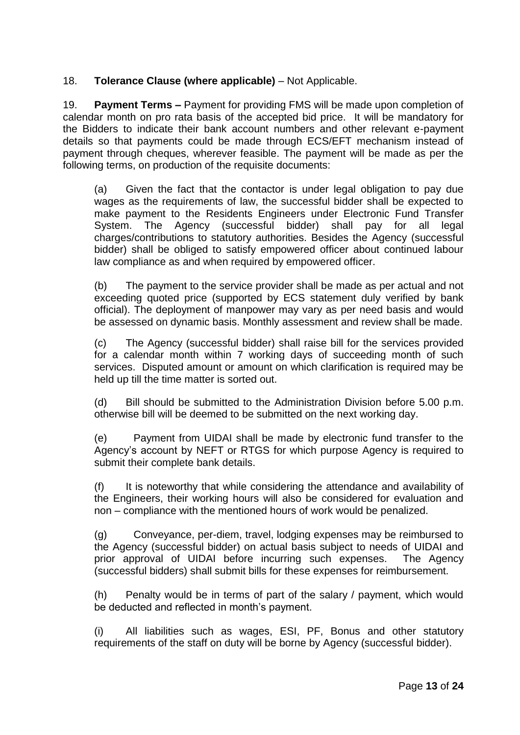18. **Tolerance Clause (where applicable)** – Not Applicable.

19. **Payment Terms –** Payment for providing FMS will be made upon completion of calendar month on pro rata basis of the accepted bid price. It will be mandatory for the Bidders to indicate their bank account numbers and other relevant e-payment details so that payments could be made through ECS/EFT mechanism instead of payment through cheques, wherever feasible. The payment will be made as per the following terms, on production of the requisite documents:

(a) Given the fact that the contactor is under legal obligation to pay due wages as the requirements of law, the successful bidder shall be expected to make payment to the Residents Engineers under Electronic Fund Transfer System. The Agency (successful bidder) shall pay for all legal charges/contributions to statutory authorities. Besides the Agency (successful bidder) shall be obliged to satisfy empowered officer about continued labour law compliance as and when required by empowered officer.

(b) The payment to the service provider shall be made as per actual and not exceeding quoted price (supported by ECS statement duly verified by bank official). The deployment of manpower may vary as per need basis and would be assessed on dynamic basis. Monthly assessment and review shall be made.

(c) The Agency (successful bidder) shall raise bill for the services provided for a calendar month within 7 working days of succeeding month of such services. Disputed amount or amount on which clarification is required may be held up till the time matter is sorted out.

(d) Bill should be submitted to the Administration Division before 5.00 p.m. otherwise bill will be deemed to be submitted on the next working day.

(e) Payment from UIDAI shall be made by electronic fund transfer to the Agency's account by NEFT or RTGS for which purpose Agency is required to submit their complete bank details.

(f) It is noteworthy that while considering the attendance and availability of the Engineers, their working hours will also be considered for evaluation and non – compliance with the mentioned hours of work would be penalized.

(g) Conveyance, per-diem, travel, lodging expenses may be reimbursed to the Agency (successful bidder) on actual basis subject to needs of UIDAI and prior approval of UIDAI before incurring such expenses. The Agency (successful bidders) shall submit bills for these expenses for reimbursement.

(h) Penalty would be in terms of part of the salary / payment, which would be deducted and reflected in month's payment.

(i) All liabilities such as wages, ESI, PF, Bonus and other statutory requirements of the staff on duty will be borne by Agency (successful bidder).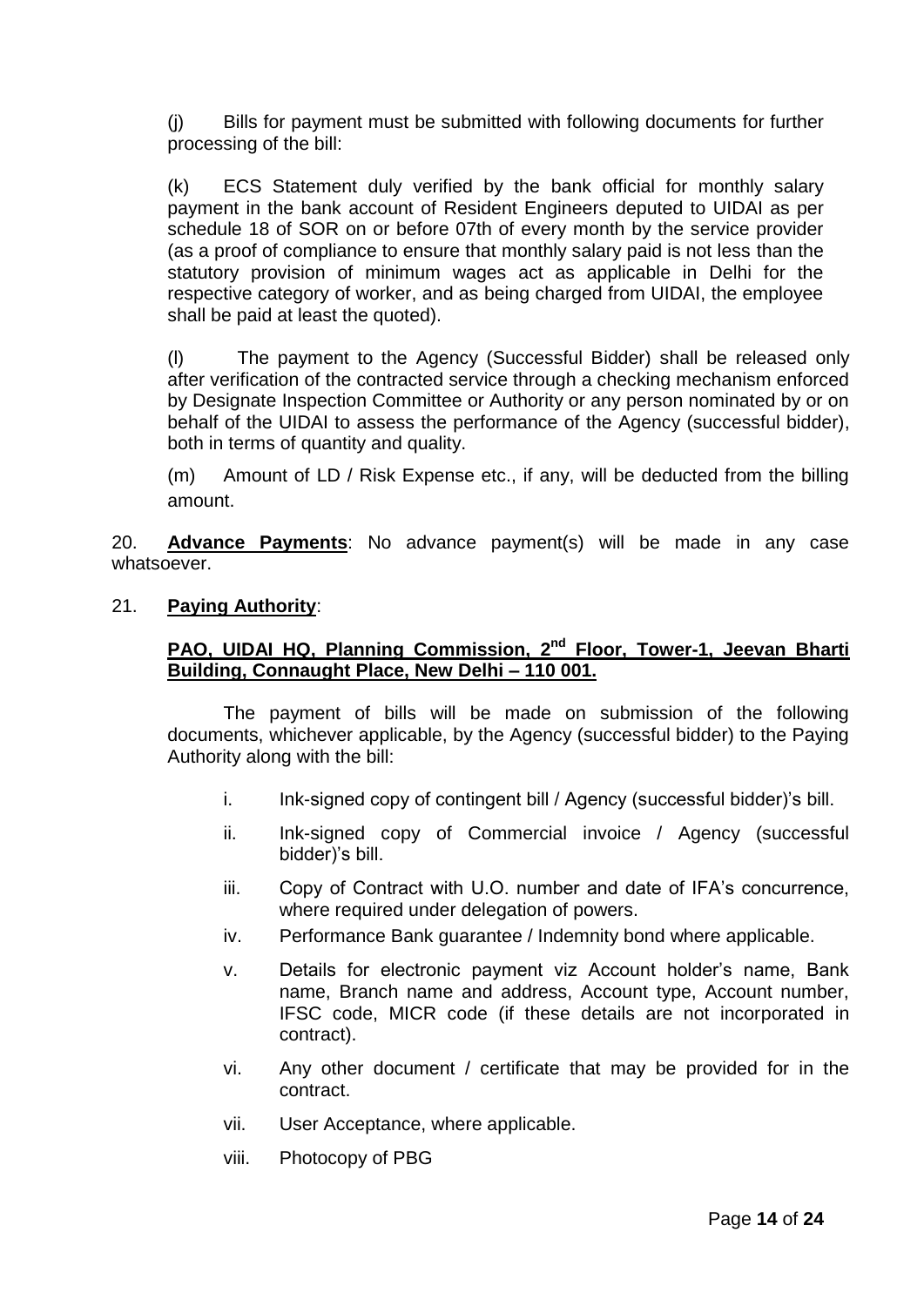(j) Bills for payment must be submitted with following documents for further processing of the bill:

(k) ECS Statement duly verified by the bank official for monthly salary payment in the bank account of Resident Engineers deputed to UIDAI as per schedule 18 of SOR on or before 07th of every month by the service provider (as a proof of compliance to ensure that monthly salary paid is not less than the statutory provision of minimum wages act as applicable in Delhi for the respective category of worker, and as being charged from UIDAI, the employee shall be paid at least the quoted).

(l) The payment to the Agency (Successful Bidder) shall be released only after verification of the contracted service through a checking mechanism enforced by Designate Inspection Committee or Authority or any person nominated by or on behalf of the UIDAI to assess the performance of the Agency (successful bidder), both in terms of quantity and quality.

(m) Amount of LD / Risk Expense etc., if any, will be deducted from the billing amount.

20. **Advance Payments**: No advance payment(s) will be made in any case whatsoever.

21. **Paying Authority**:

**PAO, UIDAI HQ, Planning Commission, 2nd Floor, Tower-1, Jeevan Bharti Building, Connaught Place, New Delhi – 110 001.**

The payment of bills will be made on submission of the following documents, whichever applicable, by the Agency (successful bidder) to the Paying Authority along with the bill:

i. Ink-signed copy of contingent bill / Agency (successful bidder)'s bill.

ii. Ink-signed copy of Commercial invoice / Agency (successful bidder)'s bill.

iii. Copy of Contract with U.O. number and date of IFA's concurrence, where required under delegation of powers.

iv. Performance Bank guarantee / Indemnity bond where applicable.

v. Details for electronic payment viz Account holder's name, Bank name, Branch name and address, Account type, Account number, IFSC code, MICR code (if these details are not incorporated in contract).

vi. Any other document / certificate that may be provided for in the contract.

vii. User Acceptance, where applicable.

viii. Photocopy of PBG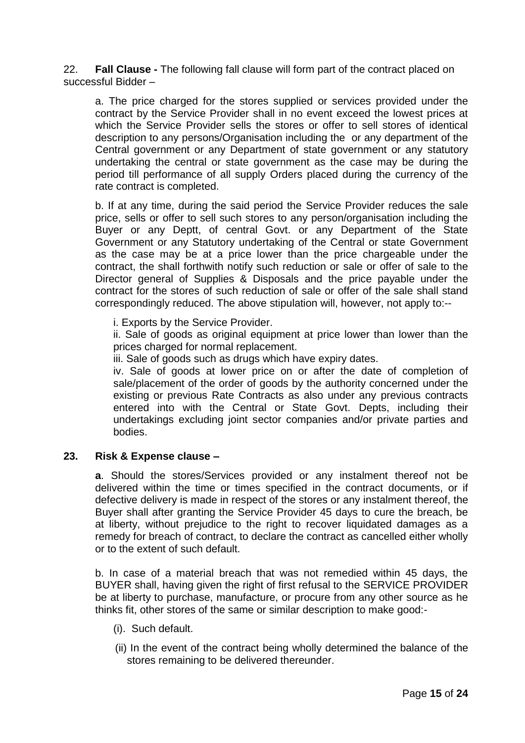22. **Fall Clause -** The following fall clause will form part of the contract placed on successful Bidder –

a. The price charged for the stores supplied or services provided under the contract by the Service Provider shall in no event exceed the lowest prices at which the Service Provider sells the stores or offer to sell stores of identical description to any persons/Organisation including the or any department of the Central government or any Department of state government or any statutory undertaking the central or state government as the case may be during the period till performance of all supply Orders placed during the currency of the rate contract is completed.

b. If at any time, during the said period the Service Provider reduces the sale price, sells or offer to sell such stores to any person/organisation including the Buyer or any Deptt, of central Govt. or any Department of the State Government or any Statutory undertaking of the Central or state Government as the case may be at a price lower than the price chargeable under the contract, the shall forthwith notify such reduction or sale or offer of sale to the Director general of Supplies & Disposals and the price payable under the contract for the stores of such reduction of sale or offer of the sale shall stand correspondingly reduced. The above stipulation will, however, not apply to:--

i. Exports by the Service Provider.
ii. Sale of goods as original equipment at price lower than lower than the prices charged for normal replacement.
iii. Sale of goods such as drugs which have expiry dates.
iv. Sale of goods at lower price on or after the date of completion of sale/placement of the order of goods by the authority concerned under the existing or previous Rate Contracts as also under any previous contracts entered into with the Central or State Govt. Depts, including their undertakings excluding joint sector companies and/or private parties and bodies.

**23. Risk & Expense clause –**

**a**. Should the stores/Services provided or any instalment thereof not be delivered within the time or times specified in the contract documents, or if defective delivery is made in respect of the stores or any instalment thereof, the Buyer shall after granting the Service Provider 45 days to cure the breach, be at liberty, without prejudice to the right to recover liquidated damages as a remedy for breach of contract, to declare the contract as cancelled either wholly or to the extent of such default.

b. In case of a material breach that was not remedied within 45 days, the BUYER shall, having given the right of first refusal to the SERVICE PROVIDER be at liberty to purchase, manufacture, or procure from any other source as he thinks fit, other stores of the same or similar description to make good:-

(i). Such default.

(ii) In the event of the contract being wholly determined the balance of the stores remaining to be delivered thereunder.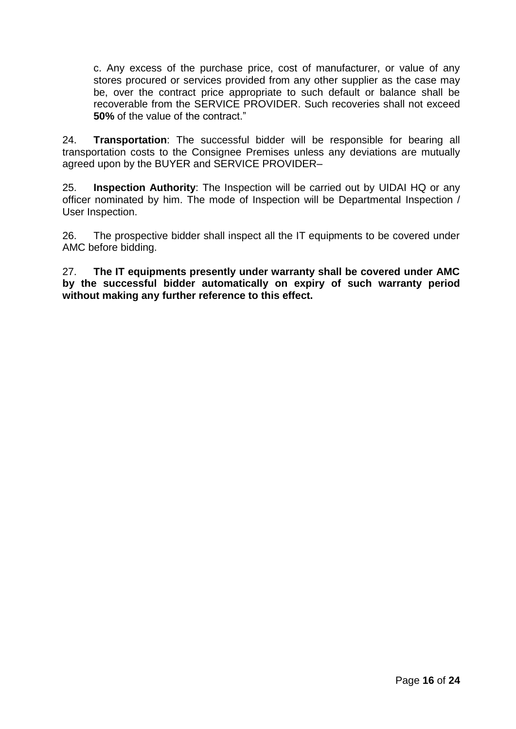c. Any excess of the purchase price, cost of manufacturer, or value of any stores procured or services provided from any other supplier as the case may be, over the contract price appropriate to such default or balance shall be recoverable from the SERVICE PROVIDER. Such recoveries shall not exceed **50%** of the value of the contract."

24. **Transportation**: The successful bidder will be responsible for bearing all transportation costs to the Consignee Premises unless any deviations are mutually agreed upon by the BUYER and SERVICE PROVIDER–

25. **Inspection Authority**: The Inspection will be carried out by UIDAI HQ or any officer nominated by him. The mode of Inspection will be Departmental Inspection / User Inspection.

26. The prospective bidder shall inspect all the IT equipments to be covered under AMC before bidding.

27. **The IT equipments presently under warranty shall be covered under AMC by the successful bidder automatically on expiry of such warranty period without making any further reference to this effect.**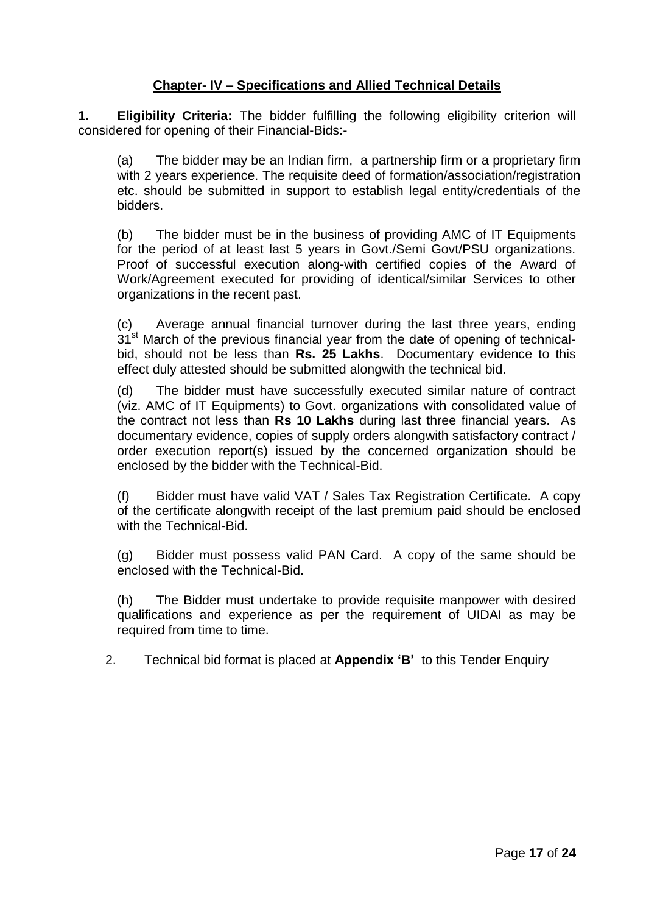## Chapter- IV – Specifications and Allied Technical Details

**1. Eligibility Criteria:** The bidder fulfilling the following eligibility criterion will considered for opening of their Financial-Bids:-

(a) The bidder may be an Indian firm, a partnership firm or a proprietary firm with 2 years experience. The requisite deed of formation/association/registration etc. should be submitted in support to establish legal entity/credentials of the bidders.

(b) The bidder must be in the business of providing AMC of IT Equipments for the period of at least last 5 years in Govt./Semi Govt/PSU organizations. Proof of successful execution along-with certified copies of the Award of Work/Agreement executed for providing of identical/similar Services to other organizations in the recent past.

(c) Average annual financial turnover during the last three years, ending 31st March of the previous financial year from the date of opening of technical-bid, should not be less than **Rs. 25 Lakhs**. Documentary evidence to this effect duly attested should be submitted alongwith the technical bid.

(d) The bidder must have successfully executed similar nature of contract (viz. AMC of IT Equipments) to Govt. organizations with consolidated value of the contract not less than **Rs 10 Lakhs** during last three financial years. As documentary evidence, copies of supply orders alongwith satisfactory contract / order execution report(s) issued by the concerned organization should be enclosed by the bidder with the Technical-Bid.

(f) Bidder must have valid VAT / Sales Tax Registration Certificate. A copy of the certificate alongwith receipt of the last premium paid should be enclosed with the Technical-Bid.

(g) Bidder must possess valid PAN Card. A copy of the same should be enclosed with the Technical-Bid.

(h) The Bidder must undertake to provide requisite manpower with desired qualifications and experience as per the requirement of UIDAI as may be required from time to time.

2. Technical bid format is placed at **Appendix 'B'** to this Tender Enquiry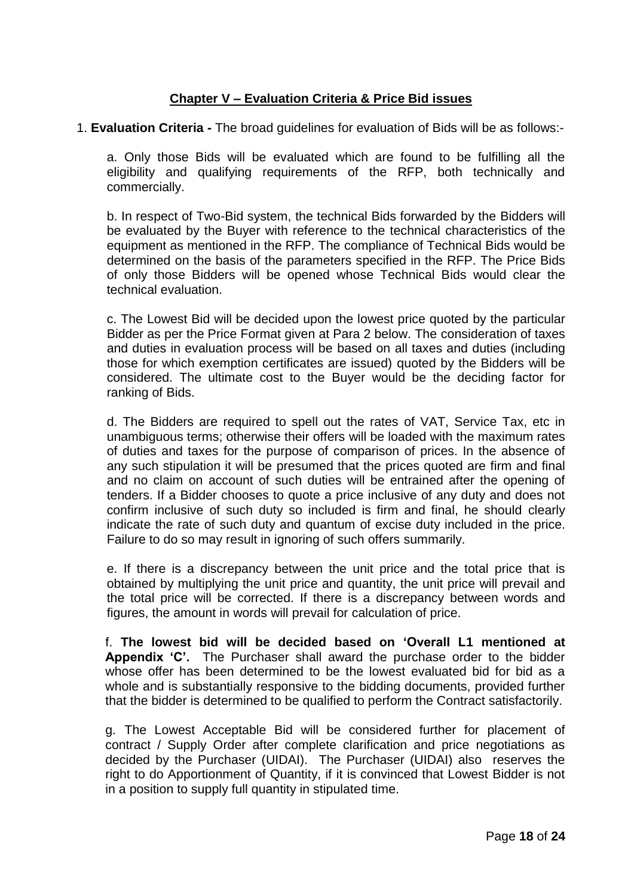## Chapter V – Evaluation Criteria & Price Bid issues

1. **Evaluation Criteria -** The broad guidelines for evaluation of Bids will be as follows:-

   a. Only those Bids will be evaluated which are found to be fulfilling all the eligibility and qualifying requirements of the RFP, both technically and commercially.

   b. In respect of Two-Bid system, the technical Bids forwarded by the Bidders will be evaluated by the Buyer with reference to the technical characteristics of the equipment as mentioned in the RFP. The compliance of Technical Bids would be determined on the basis of the parameters specified in the RFP. The Price Bids of only those Bidders will be opened whose Technical Bids would clear the technical evaluation.

   c. The Lowest Bid will be decided upon the lowest price quoted by the particular Bidder as per the Price Format given at Para 2 below. The consideration of taxes and duties in evaluation process will be based on all taxes and duties (including those for which exemption certificates are issued) quoted by the Bidders will be considered. The ultimate cost to the Buyer would be the deciding factor for ranking of Bids.

   d. The Bidders are required to spell out the rates of VAT, Service Tax, etc in unambiguous terms; otherwise their offers will be loaded with the maximum rates of duties and taxes for the purpose of comparison of prices. In the absence of any such stipulation it will be presumed that the prices quoted are firm and final and no claim on account of such duties will be entrained after the opening of tenders. If a Bidder chooses to quote a price inclusive of any duty and does not confirm inclusive of such duty so included is firm and final, he should clearly indicate the rate of such duty and quantum of excise duty included in the price. Failure to do so may result in ignoring of such offers summarily.

   e. If there is a discrepancy between the unit price and the total price that is obtained by multiplying the unit price and quantity, the unit price will prevail and the total price will be corrected. If there is a discrepancy between words and figures, the amount in words will prevail for calculation of price.

   f. **The lowest bid will be decided based on 'Overall L1 mentioned at Appendix 'C'.** The Purchaser shall award the purchase order to the bidder whose offer has been determined to be the lowest evaluated bid for bid as a whole and is substantially responsive to the bidding documents, provided further that the bidder is determined to be qualified to perform the Contract satisfactorily.

   g. The Lowest Acceptable Bid will be considered further for placement of contract / Supply Order after complete clarification and price negotiations as decided by the Purchaser (UIDAI). The Purchaser (UIDAI) also reserves the right to do Apportionment of Quantity, if it is convinced that Lowest Bidder is not in a position to supply full quantity in stipulated time.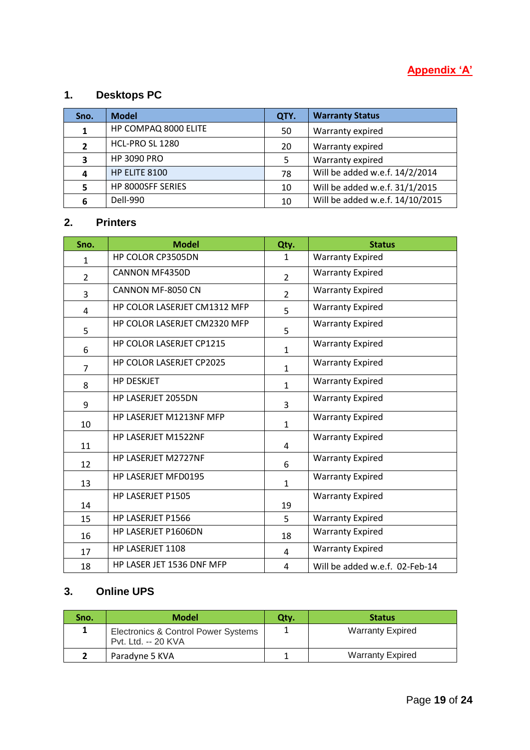**Appendix 'A'**

## 1. Desktops PC

| Sno. | Model | QTY. | Warranty Status |
|---|---|---|---|
| 1 | HP COMPAQ 8000 ELITE | 50 | Warranty expired |
| 2 | HCL-PRO SL 1280 | 20 | Warranty expired |
| 3 | HP 3090 PRO | 5 | Warranty expired |
| 4 | HP ELITE 8100 | 78 | Will be added w.e.f. 14/2/2014 |
| 5 | HP 8000SFF SERIES | 10 | Will be added w.e.f. 31/1/2015 |
| 6 | Dell-990 | 10 | Will be added w.e.f. 14/10/2015 |

## 2. Printers

| Sno. | Model | Qty. | Status |
|---|---|---|---|
| 1 | HP COLOR CP3505DN | 1 | Warranty Expired |
| 2 | CANNON MF4350D | 2 | Warranty Expired |
| 3 | CANNON MF-8050 CN | 2 | Warranty Expired |
| 4 | HP COLOR LASERJET CM1312 MFP | 5 | Warranty Expired |
| 5 | HP COLOR LASERJET CM2320 MFP | 5 | Warranty Expired |
| 6 | HP COLOR LASERJET CP1215 | 1 | Warranty Expired |
| 7 | HP COLOR LASERJET CP2025 | 1 | Warranty Expired |
| 8 | HP DESKJET | 1 | Warranty Expired |
| 9 | HP LASERJET 2055DN | 3 | Warranty Expired |
| 10 | HP LASERJET M1213NF MFP | 1 | Warranty Expired |
| 11 | HP LASERJET M1522NF | 4 | Warranty Expired |
| 12 | HP LASERJET M2727NF | 6 | Warranty Expired |
| 13 | HP LASERJET MFD0195 | 1 | Warranty Expired |
| 14 | HP LASERJET P1505 | 19 | Warranty Expired |
| 15 | HP LASERJET P1566 | 5 | Warranty Expired |
| 16 | HP LASERJET P1606DN | 18 | Warranty Expired |
| 17 | HP LASERJET 1108 | 4 | Warranty Expired |
| 18 | HP LASER JET 1536 DNF MFP | 4 | Will be added w.e.f. 02-Feb-14 |

## 3. Online UPS

| Sno. | Model | Qty. | Status |
|---|---|---|---|
| 1 | Electronics & Control Power Systems Pvt. Ltd. -- 20 KVA | 1 | Warranty Expired |
| 2 | Paradyne 5 KVA | 1 | Warranty Expired |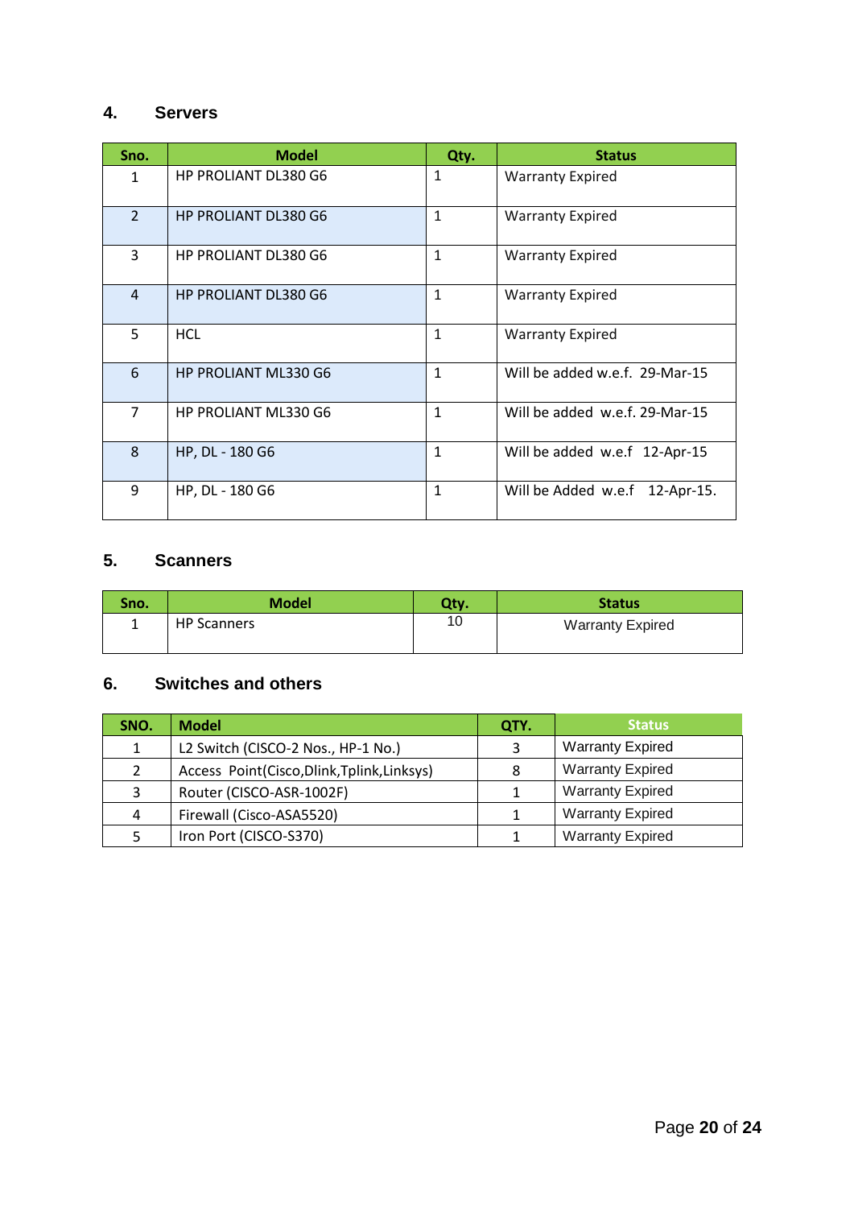## 4. Servers

| Sno. | Model | Qty. | Status |
|---|---|---|---|
| 1 | HP PROLIANT DL380 G6 | 1 | Warranty Expired |
| 2 | HP PROLIANT DL380 G6 | 1 | Warranty Expired |
| 3 | HP PROLIANT DL380 G6 | 1 | Warranty Expired |
| 4 | HP PROLIANT DL380 G6 | 1 | Warranty Expired |
| 5 | HCL | 1 | Warranty Expired |
| 6 | HP PROLIANT ML330 G6 | 1 | Will be added w.e.f. 29-Mar-15 |
| 7 | HP PROLIANT ML330 G6 | 1 | Will be added w.e.f. 29-Mar-15 |
| 8 | HP, DL - 180 G6 | 1 | Will be added w.e.f 12-Apr-15 |
| 9 | HP, DL - 180 G6 | 1 | Will be Added w.e.f 12-Apr-15. |

## 5. Scanners

| Sno. | Model | Qty. | Status |
|---|---|---|---|
| 1 | HP Scanners | 10 | Warranty Expired |

## 6. Switches and others

| SNO. | Model | QTY. | Status |
|---|---|---|---|
| 1 | L2 Switch (CISCO-2 Nos., HP-1 No.) | 3 | Warranty Expired |
| 2 | Access Point(Cisco,Dlink,Tplink,Linksys) | 8 | Warranty Expired |
| 3 | Router (CISCO-ASR-1002F) | 1 | Warranty Expired |
| 4 | Firewall (Cisco-ASA5520) | 1 | Warranty Expired |
| 5 | Iron Port (CISCO-S370) | 1 | Warranty Expired |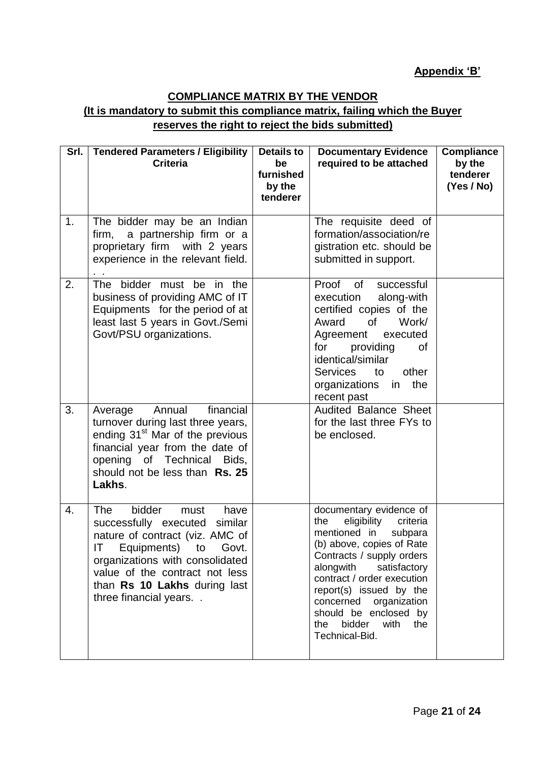**Appendix 'B'**

## COMPLIANCE MATRIX BY THE VENDOR

**(It is mandatory to submit this compliance matrix, failing which the Buyer reserves the right to reject the bids submitted)**

| Srl. | Tendered Parameters / Eligibility Criteria | Details to be furnished by the tenderer | Documentary Evidence required to be attached | Compliance by the tenderer (Yes / No) |
|---|---|---|---|---|
| 1. | The bidder may be an Indian firm, a partnership firm or a proprietary firm with 2 years experience in the relevant field. . . | | The requisite deed of formation/association/registration etc. should be submitted in support. | |
| 2. | The bidder must be in the business of providing AMC of IT Equipments for the period of at least last 5 years in Govt./Semi Govt/PSU organizations. | | Proof of successful execution along-with certified copies of the Award of Work/ Agreement executed for providing of identical/similar Services to other organizations in the recent past | |
| 3. | Average Annual financial turnover during last three years, ending 31st Mar of the previous financial year from the date of opening of Technical Bids, should not be less than **Rs. 25 Lakhs**. | | Audited Balance Sheet for the last three FYs to be enclosed. | |
| 4. | The bidder must have successfully executed similar nature of contract (viz. AMC of IT Equipments) to Govt. organizations with consolidated value of the contract not less than **Rs 10 Lakhs** during last three financial years. . | | documentary evidence of the eligibility criteria mentioned in subpara (b) above, copies of Rate Contracts / supply orders alongwith satisfactory contract / order execution report(s) issued by the concerned organization should be enclosed by the bidder with the Technical-Bid. | |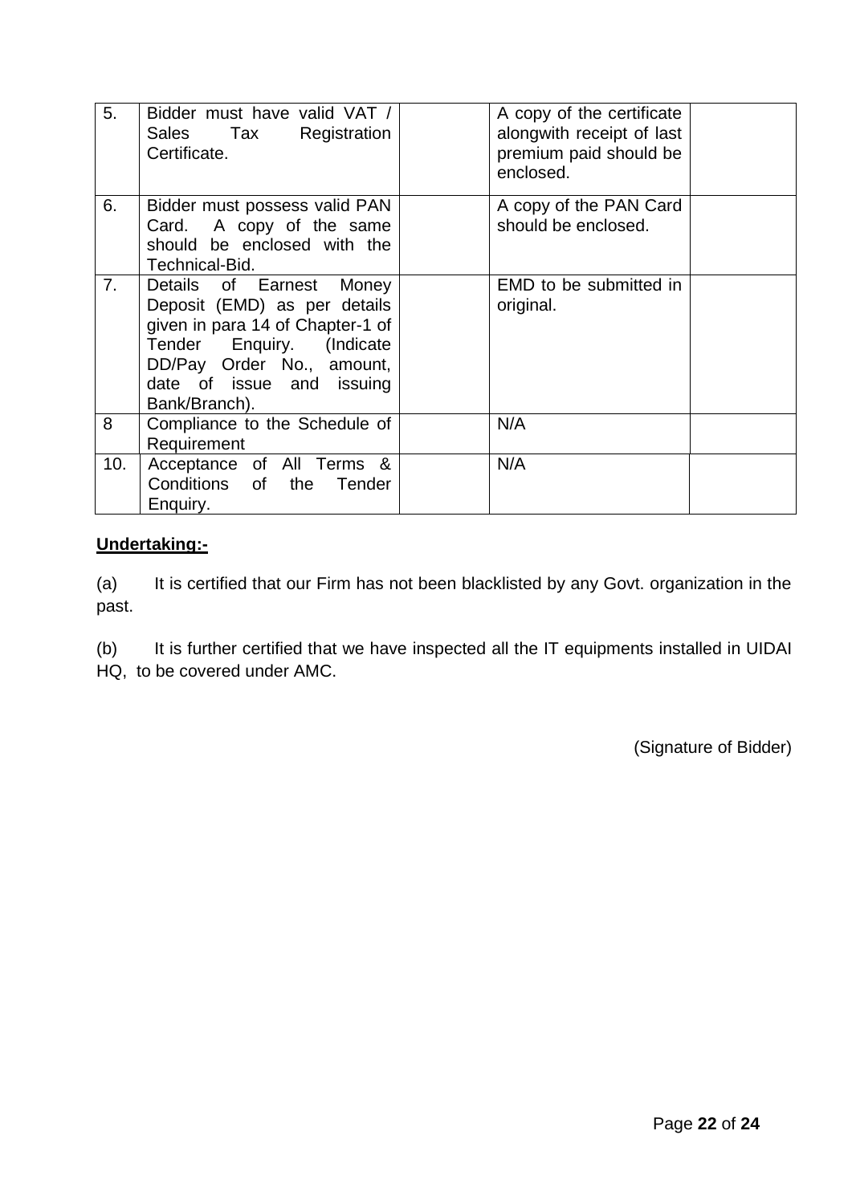| 5. | Bidder must have valid VAT / Sales Tax Registration Certificate. | | A copy of the certificate alongwith receipt of last premium paid should be enclosed. | |
|---|---|---|---|---|
| 6. | Bidder must possess valid PAN Card. A copy of the same should be enclosed with the Technical-Bid. | | A copy of the PAN Card should be enclosed. | |
| 7. | Details of Earnest Money Deposit (EMD) as per details given in para 14 of Chapter-1 of Tender Enquiry. (Indicate DD/Pay Order No., amount, date of issue and issuing Bank/Branch). | | EMD to be submitted in original. | |
| 8 | Compliance to the Schedule of Requirement | | N/A | |
| 10. | Acceptance of All Terms & Conditions of the Tender Enquiry. | | N/A | |

**Undertaking:-**

(a) It is certified that our Firm has not been blacklisted by any Govt. organization in the past.

(b) It is further certified that we have inspected all the IT equipments installed in UIDAI HQ, to be covered under AMC.

(Signature of Bidder)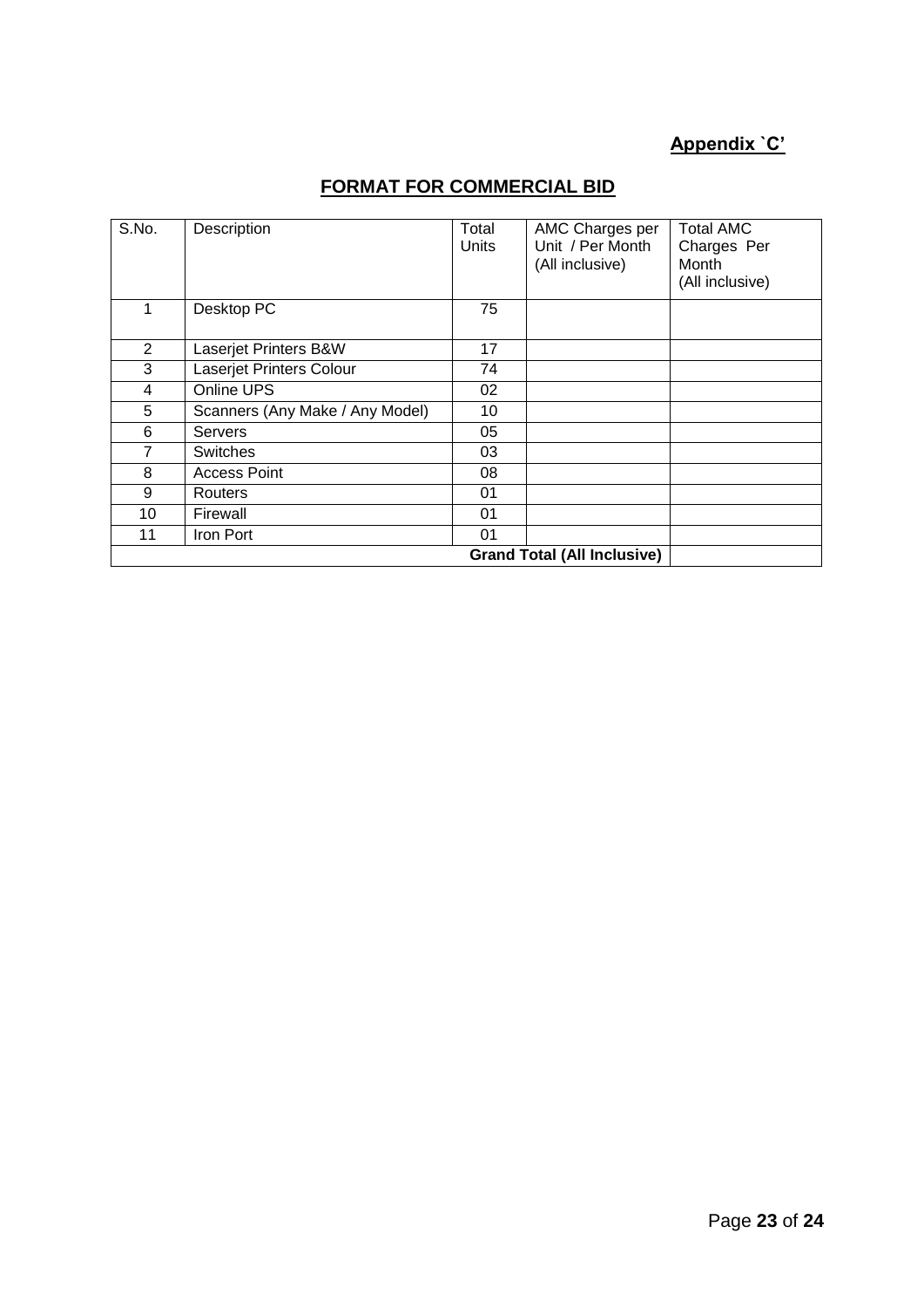**Appendix `C'**

## FORMAT FOR COMMERCIAL BID

| S.No. | Description | Total Units | AMC Charges per Unit / Per Month (All inclusive) | Total AMC Charges Per Month (All inclusive) |
|---|---|---|---|---|
| 1 | Desktop PC | 75 | | |
| 2 | Laserjet Printers B&W | 17 | | |
| 3 | Laserjet Printers Colour | 74 | | |
| 4 | Online UPS | 02 | | |
| 5 | Scanners (Any Make / Any Model) | 10 | | |
| 6 | Servers | 05 | | |
| 7 | Switches | 03 | | |
| 8 | Access Point | 08 | | |
| 9 | Routers | 01 | | |
| 10 | Firewall | 01 | | |
| 11 | Iron Port | 01 | | |
| | | | **Grand Total (All Inclusive)** | |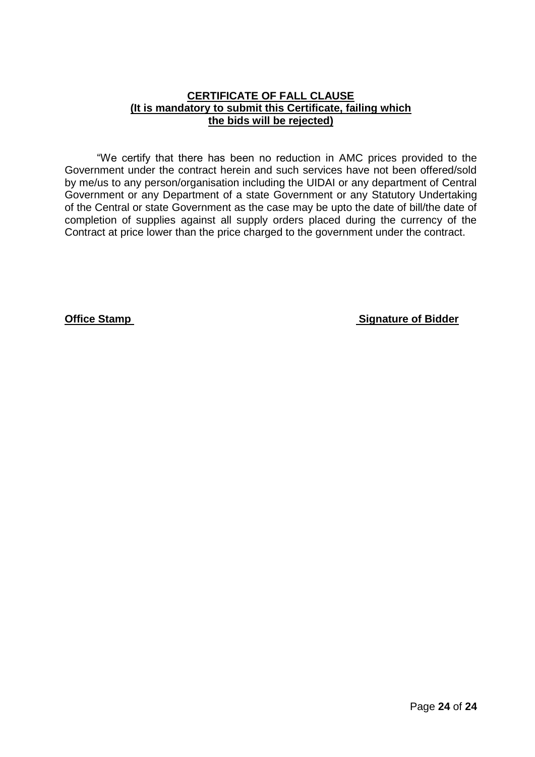**CERTIFICATE OF FALL CLAUSE**
**(It is mandatory to submit this Certificate, failing which the bids will be rejected)**

"We certify that there has been no reduction in AMC prices provided to the Government under the contract herein and such services have not been offered/sold by me/us to any person/organisation including the UIDAI or any department of Central Government or any Department of a state Government or any Statutory Undertaking of the Central or state Government as the case may be upto the date of bill/the date of completion of supplies against all supply orders placed during the currency of the Contract at price lower than the price charged to the government under the contract.

**Office Stamp** **Signature of Bidder**